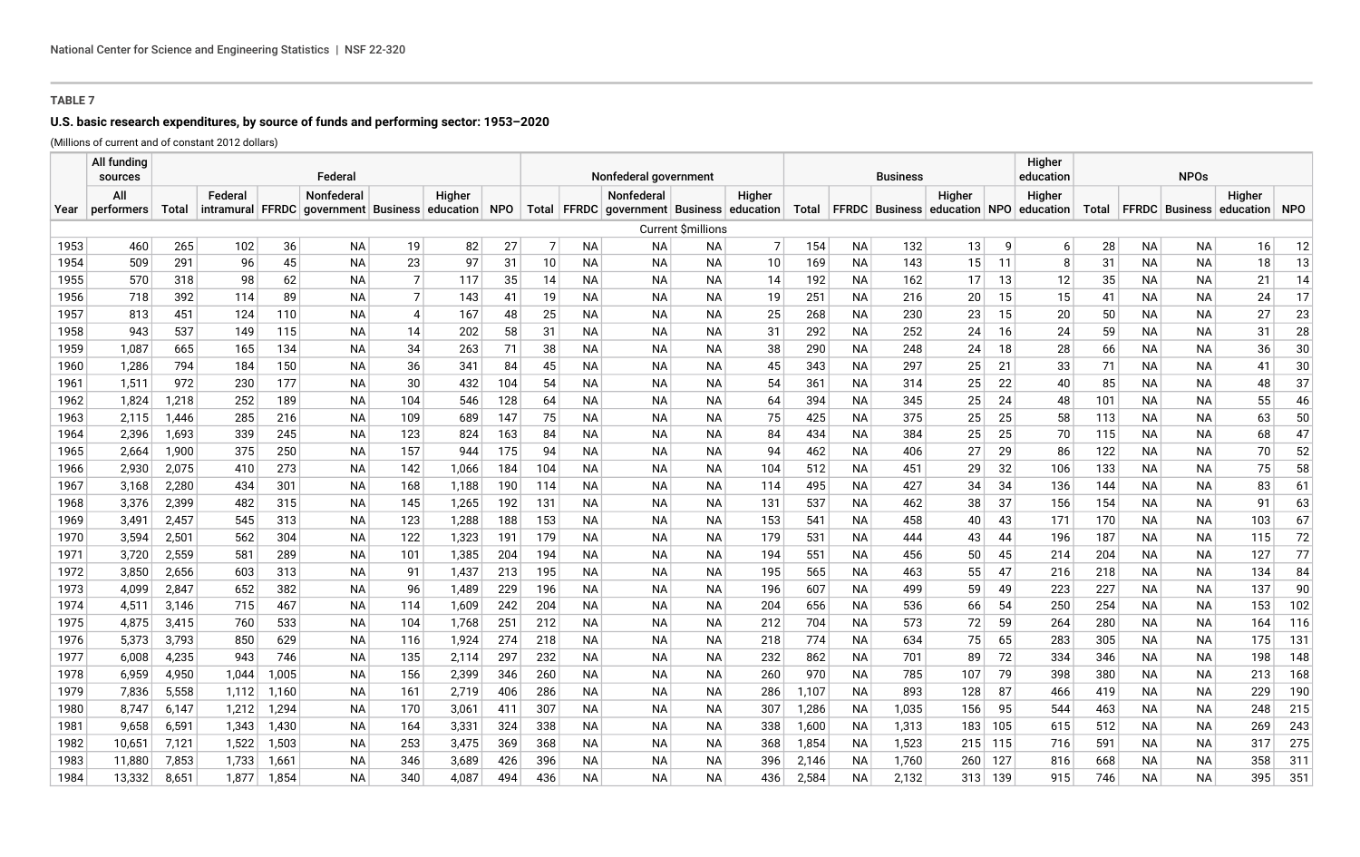## TABLE 7

### U.S. basic research expenditures, by source of funds and performing sector: 1953–2020

(Millions of current and of constant 2012 dollars)

| | All funding sources | Federal | | | | | | | Nonfederal government | | | | | Business | | | | | Higher education | NPOs | | | | |
|---|---|---|---|---|---|---|---|---|---|---|---|---|---|---|---|---|---|---|---|---|---|---|---|---|
| Year | All performers | Total | Federal intramural | FFRDC | Nonfederal government | Business | Higher education | NPO | Total | FFRDC | Nonfederal government | Business | Higher education | Total | FFRDC | Business | Higher education | NPO | Higher education | Total | FFRDC | Business | Higher education | NPO |
| | Current $millions | | | | | | | | | | | | | | | | | | | | | | | |
| 1953 | 460 | 265 | 102 | 36 | NA | 19 | 82 | 27 | 7 | NA | NA | NA | 7 | 154 | NA | 132 | 13 | 9 | 6 | 28 | NA | NA | 16 | 12 |
| 1954 | 509 | 291 | 96 | 45 | NA | 23 | 97 | 31 | 10 | NA | NA | NA | 10 | 169 | NA | 143 | 15 | 11 | 8 | 31 | NA | NA | 18 | 13 |
| 1955 | 570 | 318 | 98 | 62 | NA | 7 | 117 | 35 | 14 | NA | NA | NA | 14 | 192 | NA | 162 | 17 | 13 | 12 | 35 | NA | NA | 21 | 14 |
| 1956 | 718 | 392 | 114 | 89 | NA | 7 | 143 | 41 | 19 | NA | NA | NA | 19 | 251 | NA | 216 | 20 | 15 | 15 | 41 | NA | NA | 24 | 17 |
| 1957 | 813 | 451 | 124 | 110 | NA | 4 | 167 | 48 | 25 | NA | NA | NA | 25 | 268 | NA | 230 | 23 | 15 | 20 | 50 | NA | NA | 27 | 23 |
| 1958 | 943 | 537 | 149 | 115 | NA | 14 | 202 | 58 | 31 | NA | NA | NA | 31 | 292 | NA | 252 | 24 | 16 | 24 | 59 | NA | NA | 31 | 28 |
| 1959 | 1,087 | 665 | 165 | 134 | NA | 34 | 263 | 71 | 38 | NA | NA | NA | 38 | 290 | NA | 248 | 24 | 18 | 28 | 66 | NA | NA | 36 | 30 |
| 1960 | 1,286 | 794 | 184 | 150 | NA | 36 | 341 | 84 | 45 | NA | NA | NA | 45 | 343 | NA | 297 | 25 | 21 | 33 | 71 | NA | NA | 41 | 30 |
| 1961 | 1,511 | 972 | 230 | 177 | NA | 30 | 432 | 104 | 54 | NA | NA | NA | 54 | 361 | NA | 314 | 25 | 22 | 40 | 85 | NA | NA | 48 | 37 |
| 1962 | 1,824 | 1,218 | 252 | 189 | NA | 104 | 546 | 128 | 64 | NA | NA | NA | 64 | 394 | NA | 345 | 25 | 24 | 48 | 101 | NA | NA | 55 | 46 |
| 1963 | 2,115 | 1,446 | 285 | 216 | NA | 109 | 689 | 147 | 75 | NA | NA | NA | 75 | 425 | NA | 375 | 25 | 25 | 58 | 113 | NA | NA | 63 | 50 |
| 1964 | 2,396 | 1,693 | 339 | 245 | NA | 123 | 824 | 163 | 84 | NA | NA | NA | 84 | 434 | NA | 384 | 25 | 25 | 70 | 115 | NA | NA | 68 | 47 |
| 1965 | 2,664 | 1,900 | 375 | 250 | NA | 157 | 944 | 175 | 94 | NA | NA | NA | 94 | 462 | NA | 406 | 27 | 29 | 86 | 122 | NA | NA | 70 | 52 |
| 1966 | 2,930 | 2,075 | 410 | 273 | NA | 142 | 1,066 | 184 | 104 | NA | NA | NA | 104 | 512 | NA | 451 | 29 | 32 | 106 | 133 | NA | NA | 75 | 58 |
| 1967 | 3,168 | 2,280 | 434 | 301 | NA | 168 | 1,188 | 190 | 114 | NA | NA | NA | 114 | 495 | NA | 427 | 34 | 34 | 136 | 144 | NA | NA | 83 | 61 |
| 1968 | 3,376 | 2,399 | 482 | 315 | NA | 145 | 1,265 | 192 | 131 | NA | NA | NA | 131 | 537 | NA | 462 | 38 | 37 | 156 | 154 | NA | NA | 91 | 63 |
| 1969 | 3,491 | 2,457 | 545 | 313 | NA | 123 | 1,288 | 188 | 153 | NA | NA | NA | 153 | 541 | NA | 458 | 40 | 43 | 171 | 170 | NA | NA | 103 | 67 |
| 1970 | 3,594 | 2,501 | 562 | 304 | NA | 122 | 1,323 | 191 | 179 | NA | NA | NA | 179 | 531 | NA | 444 | 43 | 44 | 196 | 187 | NA | NA | 115 | 72 |
| 1971 | 3,720 | 2,559 | 581 | 289 | NA | 101 | 1,385 | 204 | 194 | NA | NA | NA | 194 | 551 | NA | 456 | 50 | 45 | 214 | 204 | NA | NA | 127 | 77 |
| 1972 | 3,850 | 2,656 | 603 | 313 | NA | 91 | 1,437 | 213 | 195 | NA | NA | NA | 195 | 565 | NA | 463 | 55 | 47 | 216 | 218 | NA | NA | 134 | 84 |
| 1973 | 4,099 | 2,847 | 652 | 382 | NA | 96 | 1,489 | 229 | 196 | NA | NA | NA | 196 | 607 | NA | 499 | 59 | 49 | 223 | 227 | NA | NA | 137 | 90 |
| 1974 | 4,511 | 3,146 | 715 | 467 | NA | 114 | 1,609 | 242 | 204 | NA | NA | NA | 204 | 656 | NA | 536 | 66 | 54 | 250 | 254 | NA | NA | 153 | 102 |
| 1975 | 4,875 | 3,415 | 760 | 533 | NA | 104 | 1,768 | 251 | 212 | NA | NA | NA | 212 | 704 | NA | 573 | 72 | 59 | 264 | 280 | NA | NA | 164 | 116 |
| 1976 | 5,373 | 3,793 | 850 | 629 | NA | 116 | 1,924 | 274 | 218 | NA | NA | NA | 218 | 774 | NA | 634 | 75 | 65 | 283 | 305 | NA | NA | 175 | 131 |
| 1977 | 6,008 | 4,235 | 943 | 746 | NA | 135 | 2,114 | 297 | 232 | NA | NA | NA | 232 | 862 | NA | 701 | 89 | 72 | 334 | 346 | NA | NA | 198 | 148 |
| 1978 | 6,959 | 4,950 | 1,044 | 1,005 | NA | 156 | 2,399 | 346 | 260 | NA | NA | NA | 260 | 970 | NA | 785 | 107 | 79 | 398 | 380 | NA | NA | 213 | 168 |
| 1979 | 7,836 | 5,558 | 1,112 | 1,160 | NA | 161 | 2,719 | 406 | 286 | NA | NA | NA | 286 | 1,107 | NA | 893 | 128 | 87 | 466 | 419 | NA | NA | 229 | 190 |
| 1980 | 8,747 | 6,147 | 1,212 | 1,294 | NA | 170 | 3,061 | 411 | 307 | NA | NA | NA | 307 | 1,286 | NA | 1,035 | 156 | 95 | 544 | 463 | NA | NA | 248 | 215 |
| 1981 | 9,658 | 6,591 | 1,343 | 1,430 | NA | 164 | 3,331 | 324 | 338 | NA | NA | NA | 338 | 1,600 | NA | 1,313 | 183 | 105 | 615 | 512 | NA | NA | 269 | 243 |
| 1982 | 10,651 | 7,121 | 1,522 | 1,503 | NA | 253 | 3,475 | 369 | 368 | NA | NA | NA | 368 | 1,854 | NA | 1,523 | 215 | 115 | 716 | 591 | NA | NA | 317 | 275 |
| 1983 | 11,880 | 7,853 | 1,733 | 1,661 | NA | 346 | 3,689 | 426 | 396 | NA | NA | NA | 396 | 2,146 | NA | 1,760 | 260 | 127 | 816 | 668 | NA | NA | 358 | 311 |
| 1984 | 13,332 | 8,651 | 1,877 | 1,854 | NA | 340 | 4,087 | 494 | 436 | NA | NA | NA | 436 | 2,584 | NA | 2,132 | 313 | 139 | 915 | 746 | NA | NA | 395 | 351 |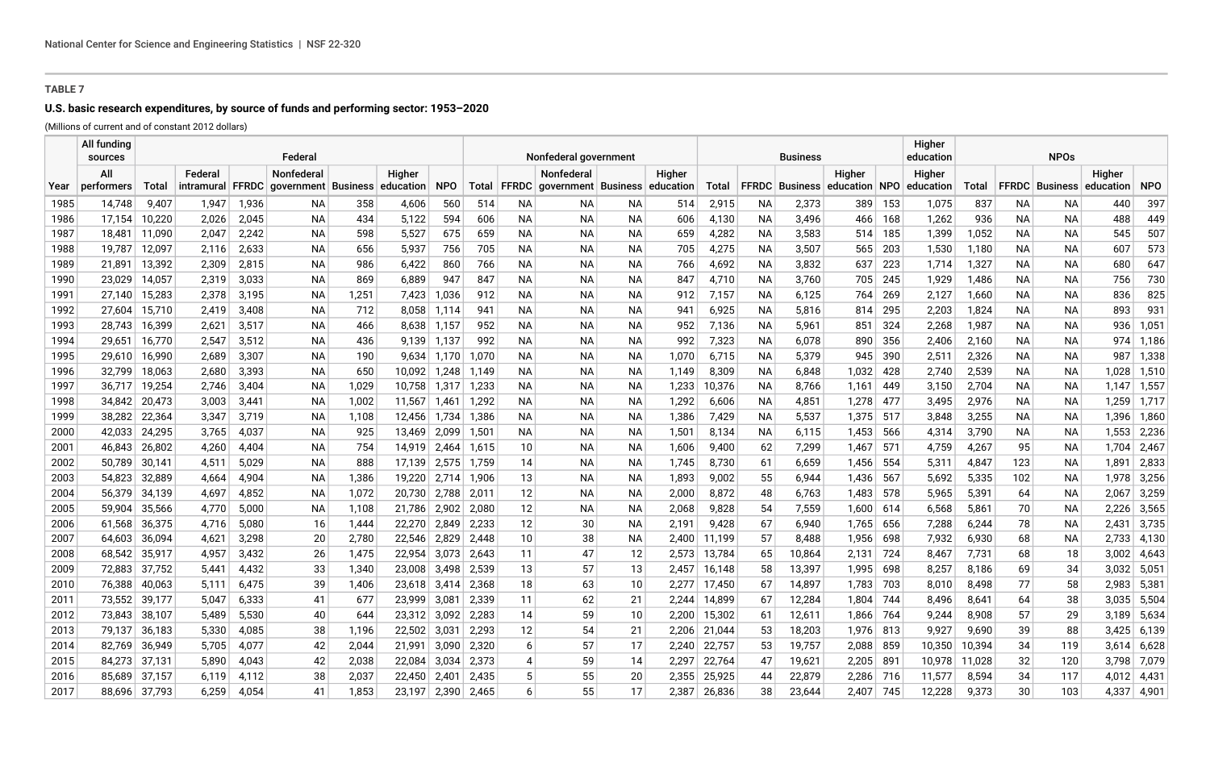## TABLE 7

### U.S. basic research expenditures, by source of funds and performing sector: 1953–2020

(Millions of current and of constant 2012 dollars)

| | All funding sources | Federal | | | | | | | Nonfederal government | | | | | Business | | | | | Higher education | NPOs | | | | |
|---|---|---|---|---|---|---|---|---|---|---|---|---|---|---|---|---|---|---|---|---|---|---|---|---|
| Year | All performers | Total | Federal intramural | FFRDC | Nonfederal government | Business | Higher education | NPO | Total | FFRDC | Nonfederal government | Business | Higher education | Total | FFRDC | Business | Higher education | NPO | Higher education | Total | FFRDC | Business | Higher education | NPO |
| 1985 | 14,748 | 9,407 | 1,947 | 1,936 | NA | 358 | 4,606 | 560 | 514 | NA | NA | NA | 514 | 2,915 | NA | 2,373 | 389 | 153 | 1,075 | 837 | NA | NA | 440 | 397 |
| 1986 | 17,154 | 10,220 | 2,026 | 2,045 | NA | 434 | 5,122 | 594 | 606 | NA | NA | NA | 606 | 4,130 | NA | 3,496 | 466 | 168 | 1,262 | 936 | NA | NA | 488 | 449 |
| 1987 | 18,481 | 11,090 | 2,047 | 2,242 | NA | 598 | 5,527 | 675 | 659 | NA | NA | NA | 659 | 4,282 | NA | 3,583 | 514 | 185 | 1,399 | 1,052 | NA | NA | 545 | 507 |
| 1988 | 19,787 | 12,097 | 2,116 | 2,633 | NA | 656 | 5,937 | 756 | 705 | NA | NA | NA | 705 | 4,275 | NA | 3,507 | 565 | 203 | 1,530 | 1,180 | NA | NA | 607 | 573 |
| 1989 | 21,891 | 13,392 | 2,309 | 2,815 | NA | 986 | 6,422 | 860 | 766 | NA | NA | NA | 766 | 4,692 | NA | 3,832 | 637 | 223 | 1,714 | 1,327 | NA | NA | 680 | 647 |
| 1990 | 23,029 | 14,057 | 2,319 | 3,033 | NA | 869 | 6,889 | 947 | 847 | NA | NA | NA | 847 | 4,710 | NA | 3,760 | 705 | 245 | 1,929 | 1,486 | NA | NA | 756 | 730 |
| 1991 | 27,140 | 15,283 | 2,378 | 3,195 | NA | 1,251 | 7,423 | 1,036 | 912 | NA | NA | NA | 912 | 7,157 | NA | 6,125 | 764 | 269 | 2,127 | 1,660 | NA | NA | 836 | 825 |
| 1992 | 27,604 | 15,710 | 2,419 | 3,408 | NA | 712 | 8,058 | 1,114 | 941 | NA | NA | NA | 941 | 6,925 | NA | 5,816 | 814 | 295 | 2,203 | 1,824 | NA | NA | 893 | 931 |
| 1993 | 28,743 | 16,399 | 2,621 | 3,517 | NA | 466 | 8,638 | 1,157 | 952 | NA | NA | NA | 952 | 7,136 | NA | 5,961 | 851 | 324 | 2,268 | 1,987 | NA | NA | 936 | 1,051 |
| 1994 | 29,651 | 16,770 | 2,547 | 3,512 | NA | 436 | 9,139 | 1,137 | 992 | NA | NA | NA | 992 | 7,323 | NA | 6,078 | 890 | 356 | 2,406 | 2,160 | NA | NA | 974 | 1,186 |
| 1995 | 29,610 | 16,990 | 2,689 | 3,307 | NA | 190 | 9,634 | 1,170 | 1,070 | NA | NA | NA | 1,070 | 6,715 | NA | 5,379 | 945 | 390 | 2,511 | 2,326 | NA | NA | 987 | 1,338 |
| 1996 | 32,799 | 18,063 | 2,680 | 3,393 | NA | 650 | 10,092 | 1,248 | 1,149 | NA | NA | NA | 1,149 | 8,309 | NA | 6,848 | 1,032 | 428 | 2,740 | 2,539 | NA | NA | 1,028 | 1,510 |
| 1997 | 36,717 | 19,254 | 2,746 | 3,404 | NA | 1,029 | 10,758 | 1,317 | 1,233 | NA | NA | NA | 1,233 | 10,376 | NA | 8,766 | 1,161 | 449 | 3,150 | 2,704 | NA | NA | 1,147 | 1,557 |
| 1998 | 34,842 | 20,473 | 3,003 | 3,441 | NA | 1,002 | 11,567 | 1,461 | 1,292 | NA | NA | NA | 1,292 | 6,606 | NA | 4,851 | 1,278 | 477 | 3,495 | 2,976 | NA | NA | 1,259 | 1,717 |
| 1999 | 38,282 | 22,364 | 3,347 | 3,719 | NA | 1,108 | 12,456 | 1,734 | 1,386 | NA | NA | NA | 1,386 | 7,429 | NA | 5,537 | 1,375 | 517 | 3,848 | 3,255 | NA | NA | 1,396 | 1,860 |
| 2000 | 42,033 | 24,295 | 3,765 | 4,037 | NA | 925 | 13,469 | 2,099 | 1,501 | NA | NA | NA | 1,501 | 8,134 | NA | 6,115 | 1,453 | 566 | 4,314 | 3,790 | NA | NA | 1,553 | 2,236 |
| 2001 | 46,843 | 26,802 | 4,260 | 4,404 | NA | 754 | 14,919 | 2,464 | 1,615 | 10 | NA | NA | 1,606 | 9,400 | 62 | 7,299 | 1,467 | 571 | 4,759 | 4,267 | 95 | NA | 1,704 | 2,467 |
| 2002 | 50,789 | 30,141 | 4,511 | 5,029 | NA | 888 | 17,139 | 2,575 | 1,759 | 14 | NA | NA | 1,745 | 8,730 | 61 | 6,659 | 1,456 | 554 | 5,311 | 4,847 | 123 | NA | 1,891 | 2,833 |
| 2003 | 54,823 | 32,889 | 4,664 | 4,904 | NA | 1,386 | 19,220 | 2,714 | 1,906 | 13 | NA | NA | 1,893 | 9,002 | 55 | 6,944 | 1,436 | 567 | 5,692 | 5,335 | 102 | NA | 1,978 | 3,256 |
| 2004 | 56,379 | 34,139 | 4,697 | 4,852 | NA | 1,072 | 20,730 | 2,788 | 2,011 | 12 | NA | NA | 2,000 | 8,872 | 48 | 6,763 | 1,483 | 578 | 5,965 | 5,391 | 64 | NA | 2,067 | 3,259 |
| 2005 | 59,904 | 35,566 | 4,770 | 5,000 | NA | 1,108 | 21,786 | 2,902 | 2,080 | 12 | NA | NA | 2,068 | 9,828 | 54 | 7,559 | 1,600 | 614 | 6,568 | 5,861 | 70 | NA | 2,226 | 3,565 |
| 2006 | 61,568 | 36,375 | 4,716 | 5,080 | 16 | 1,444 | 22,270 | 2,849 | 2,233 | 12 | 30 | NA | 2,191 | 9,428 | 67 | 6,940 | 1,765 | 656 | 7,288 | 6,244 | 78 | NA | 2,431 | 3,735 |
| 2007 | 64,603 | 36,094 | 4,621 | 3,298 | 20 | 2,780 | 22,546 | 2,829 | 2,448 | 10 | 38 | NA | 2,400 | 11,199 | 57 | 8,488 | 1,956 | 698 | 7,932 | 6,930 | 68 | NA | 2,733 | 4,130 |
| 2008 | 68,542 | 35,917 | 4,957 | 3,432 | 26 | 1,475 | 22,954 | 3,073 | 2,643 | 11 | 47 | 12 | 2,573 | 13,784 | 65 | 10,864 | 2,131 | 724 | 8,467 | 7,731 | 68 | 18 | 3,002 | 4,643 |
| 2009 | 72,883 | 37,752 | 5,441 | 4,432 | 33 | 1,340 | 23,008 | 3,498 | 2,539 | 13 | 57 | 13 | 2,457 | 16,148 | 58 | 13,397 | 1,995 | 698 | 8,257 | 8,186 | 69 | 34 | 3,032 | 5,051 |
| 2010 | 76,388 | 40,063 | 5,111 | 6,475 | 39 | 1,406 | 23,618 | 3,414 | 2,368 | 18 | 63 | 10 | 2,277 | 17,450 | 67 | 14,897 | 1,783 | 703 | 8,010 | 8,498 | 77 | 58 | 2,983 | 5,381 |
| 2011 | 73,552 | 39,177 | 5,047 | 6,333 | 41 | 677 | 23,999 | 3,081 | 2,339 | 11 | 62 | 21 | 2,244 | 14,899 | 67 | 12,284 | 1,804 | 744 | 8,496 | 8,641 | 64 | 38 | 3,035 | 5,504 |
| 2012 | 73,843 | 38,107 | 5,489 | 5,530 | 40 | 644 | 23,312 | 3,092 | 2,283 | 14 | 59 | 10 | 2,200 | 15,302 | 61 | 12,611 | 1,866 | 764 | 9,244 | 8,908 | 57 | 29 | 3,189 | 5,634 |
| 2013 | 79,137 | 36,183 | 5,330 | 4,085 | 38 | 1,196 | 22,502 | 3,031 | 2,293 | 12 | 54 | 21 | 2,206 | 21,044 | 53 | 18,203 | 1,976 | 813 | 9,927 | 9,690 | 39 | 88 | 3,425 | 6,139 |
| 2014 | 82,769 | 36,949 | 5,705 | 4,077 | 42 | 2,044 | 21,991 | 3,090 | 2,320 | 6 | 57 | 17 | 2,240 | 22,757 | 53 | 19,757 | 2,088 | 859 | 10,350 | 10,394 | 34 | 119 | 3,614 | 6,628 |
| 2015 | 84,273 | 37,131 | 5,890 | 4,043 | 42 | 2,038 | 22,084 | 3,034 | 2,373 | 4 | 59 | 14 | 2,297 | 22,764 | 47 | 19,621 | 2,205 | 891 | 10,978 | 11,028 | 32 | 120 | 3,798 | 7,079 |
| 2016 | 85,689 | 37,157 | 6,119 | 4,112 | 38 | 2,037 | 22,450 | 2,401 | 2,435 | 5 | 55 | 20 | 2,355 | 25,925 | 44 | 22,879 | 2,286 | 716 | 11,577 | 8,594 | 34 | 117 | 4,012 | 4,431 |
| 2017 | 88,696 | 37,793 | 6,259 | 4,054 | 41 | 1,853 | 23,197 | 2,390 | 2,465 | 6 | 55 | 17 | 2,387 | 26,836 | 38 | 23,644 | 2,407 | 745 | 12,228 | 9,373 | 30 | 103 | 4,337 | 4,901 |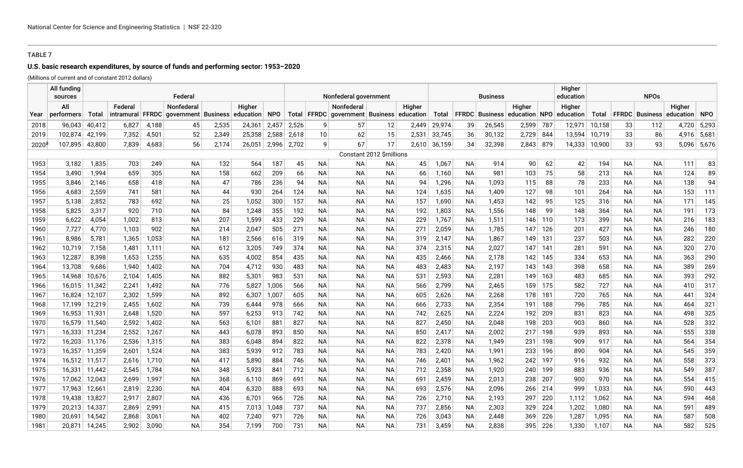**TABLE 7**

**U.S. basic research expenditures, by source of funds and performing sector: 1953–2020**

(Millions of current and of constant 2012 dollars)

| | All funding sources | Federal | | | | | | | Nonfederal government | | | | | Business | | | | | Higher education | NPOs | | | | |
|---|---|---|---|---|---|---|---|---|---|---|---|---|---|---|---|---|---|---|---|---|---|---|---|---|
| Year | All performers | Total | Federal intramural | FFRDC | Nonfederal government | Business | Higher education | NPO | Total | FFRDC | Nonfederal government | Business | Higher education | Total | FFRDC | Business | Higher education | NPO | Higher education | Total | FFRDC | Business | Higher education | NPO |
| 2018 | 96,043 | 40,412 | 6,827 | 4,188 | 45 | 2,535 | 24,361 | 2,457 | 2,526 | 9 | 57 | 12 | 2,449 | 29,974 | 39 | 26,545 | 2,599 | 787 | 12,971 | 10,158 | 33 | 112 | 4,720 | 5,293 |
| 2019 | 102,874 | 42,199 | 7,352 | 4,501 | 52 | 2,349 | 25,358 | 2,588 | 2,618 | 10 | 62 | 15 | 2,531 | 33,745 | 36 | 30,132 | 2,729 | 844 | 13,594 | 10,719 | 33 | 86 | 4,916 | 5,681 |
| 2020[a] | 107,895 | 43,800 | 7,839 | 4,683 | 56 | 2,174 | 26,051 | 2,996 | 2,702 | 9 | 67 | 17 | 2,610 | 36,159 | 34 | 32,398 | 2,843 | 879 | 14,333 | 10,900 | 33 | 93 | 5,096 | 5,676 |
| | Constant 2012 $millions | | | | | | | | | | | | | | | | | | | | | | | |
| 1953 | 3,182 | 1,835 | 703 | 249 | NA | 132 | 564 | 187 | 45 | NA | NA | NA | 45 | 1,067 | NA | 914 | 90 | 62 | 42 | 194 | NA | NA | 111 | 83 |
| 1954 | 3,490 | 1,994 | 659 | 305 | NA | 158 | 662 | 209 | 66 | NA | NA | NA | 66 | 1,160 | NA | 981 | 103 | 75 | 58 | 213 | NA | NA | 124 | 89 |
| 1955 | 3,846 | 2,146 | 658 | 418 | NA | 47 | 786 | 236 | 94 | NA | NA | NA | 94 | 1,296 | NA | 1,093 | 115 | 88 | 78 | 233 | NA | NA | 138 | 94 |
| 1956 | 4,683 | 2,559 | 741 | 581 | NA | 44 | 930 | 264 | 124 | NA | NA | NA | 124 | 1,635 | NA | 1,409 | 127 | 98 | 101 | 264 | NA | NA | 153 | 111 |
| 1957 | 5,138 | 2,852 | 783 | 692 | NA | 25 | 1,052 | 300 | 157 | NA | NA | NA | 157 | 1,690 | NA | 1,453 | 142 | 95 | 125 | 316 | NA | NA | 171 | 145 |
| 1958 | 5,825 | 3,317 | 920 | 710 | NA | 84 | 1,248 | 355 | 192 | NA | NA | NA | 192 | 1,803 | NA | 1,556 | 148 | 99 | 148 | 364 | NA | NA | 191 | 173 |
| 1959 | 6,622 | 4,054 | 1,002 | 813 | NA | 207 | 1,599 | 433 | 229 | NA | NA | NA | 229 | 1,767 | NA | 1,511 | 146 | 110 | 173 | 399 | NA | NA | 216 | 183 |
| 1960 | 7,727 | 4,770 | 1,103 | 902 | NA | 214 | 2,047 | 505 | 271 | NA | NA | NA | 271 | 2,059 | NA | 1,785 | 147 | 126 | 201 | 427 | NA | NA | 246 | 180 |
| 1961 | 8,986 | 5,781 | 1,365 | 1,053 | NA | 181 | 2,566 | 616 | 319 | NA | NA | NA | 319 | 2,147 | NA | 1,867 | 149 | 131 | 237 | 503 | NA | NA | 282 | 220 |
| 1962 | 10,719 | 7,158 | 1,481 | 1,111 | NA | 612 | 3,205 | 749 | 374 | NA | NA | NA | 374 | 2,315 | NA | 2,027 | 147 | 141 | 281 | 591 | NA | NA | 320 | 270 |
| 1963 | 12,287 | 8,398 | 1,653 | 1,255 | NA | 635 | 4,002 | 854 | 435 | NA | NA | NA | 435 | 2,466 | NA | 2,178 | 142 | 145 | 334 | 653 | NA | NA | 363 | 290 |
| 1964 | 13,708 | 9,686 | 1,940 | 1,402 | NA | 704 | 4,712 | 930 | 483 | NA | NA | NA | 483 | 2,483 | NA | 2,197 | 143 | 143 | 398 | 658 | NA | NA | 389 | 269 |
| 1965 | 14,968 | 10,676 | 2,104 | 1,405 | NA | 882 | 5,301 | 983 | 531 | NA | NA | NA | 531 | 2,593 | NA | 2,281 | 149 | 163 | 483 | 685 | NA | NA | 393 | 292 |
| 1966 | 16,015 | 11,342 | 2,241 | 1,492 | NA | 776 | 5,827 | 1,006 | 566 | NA | NA | NA | 566 | 2,799 | NA | 2,465 | 159 | 175 | 582 | 727 | NA | NA | 410 | 317 |
| 1967 | 16,824 | 12,107 | 2,302 | 1,599 | NA | 892 | 6,307 | 1,007 | 605 | NA | NA | NA | 605 | 2,626 | NA | 2,268 | 178 | 181 | 720 | 765 | NA | NA | 441 | 324 |
| 1968 | 17,199 | 12,219 | 2,455 | 1,602 | NA | 739 | 6,444 | 978 | 666 | NA | NA | NA | 666 | 2,733 | NA | 2,354 | 191 | 188 | 796 | 785 | NA | NA | 464 | 321 |
| 1969 | 16,953 | 11,931 | 2,648 | 1,520 | NA | 597 | 6,253 | 913 | 742 | NA | NA | NA | 742 | 2,625 | NA | 2,224 | 192 | 209 | 831 | 823 | NA | NA | 498 | 325 |
| 1970 | 16,579 | 11,540 | 2,592 | 1,402 | NA | 563 | 6,101 | 881 | 827 | NA | NA | NA | 827 | 2,450 | NA | 2,048 | 198 | 203 | 903 | 860 | NA | NA | 528 | 332 |
| 1971 | 16,333 | 11,234 | 2,552 | 1,267 | NA | 443 | 6,078 | 893 | 850 | NA | NA | NA | 850 | 2,417 | NA | 2,002 | 217 | 198 | 939 | 893 | NA | NA | 555 | 338 |
| 1972 | 16,203 | 11,176 | 2,536 | 1,315 | NA | 383 | 6,048 | 894 | 822 | NA | NA | NA | 822 | 2,378 | NA | 1,949 | 231 | 198 | 909 | 917 | NA | NA | 564 | 354 |
| 1973 | 16,357 | 11,359 | 2,601 | 1,524 | NA | 383 | 5,939 | 912 | 783 | NA | NA | NA | 783 | 2,420 | NA | 1,991 | 233 | 196 | 890 | 904 | NA | NA | 545 | 359 |
| 1974 | 16,512 | 11,517 | 2,616 | 1,710 | NA | 417 | 5,890 | 884 | 746 | NA | NA | NA | 746 | 2,401 | NA | 1,962 | 242 | 197 | 916 | 932 | NA | NA | 558 | 373 |
| 1975 | 16,331 | 11,442 | 2,545 | 1,784 | NA | 348 | 5,923 | 841 | 712 | NA | NA | NA | 712 | 2,358 | NA | 1,920 | 240 | 199 | 883 | 936 | NA | NA | 549 | 387 |
| 1976 | 17,062 | 12,043 | 2,699 | 1,997 | NA | 368 | 6,110 | 869 | 691 | NA | NA | NA | 691 | 2,459 | NA | 2,013 | 238 | 207 | 900 | 970 | NA | NA | 554 | 415 |
| 1977 | 17,963 | 12,661 | 2,819 | 2,230 | NA | 404 | 6,320 | 888 | 693 | NA | NA | NA | 693 | 2,576 | NA | 2,096 | 266 | 214 | 999 | 1,033 | NA | NA | 590 | 443 |
| 1978 | 19,438 | 13,827 | 2,917 | 2,807 | NA | 436 | 6,701 | 966 | 726 | NA | NA | NA | 726 | 2,710 | NA | 2,193 | 297 | 220 | 1,112 | 1,062 | NA | NA | 594 | 468 |
| 1979 | 20,213 | 14,337 | 2,869 | 2,991 | NA | 415 | 7,013 | 1,048 | 737 | NA | NA | NA | 737 | 2,856 | NA | 2,303 | 329 | 224 | 1,202 | 1,080 | NA | NA | 591 | 489 |
| 1980 | 20,691 | 14,542 | 2,868 | 3,061 | NA | 402 | 7,240 | 971 | 726 | NA | NA | NA | 726 | 3,043 | NA | 2,448 | 369 | 226 | 1,287 | 1,095 | NA | NA | 587 | 508 |
| 1981 | 20,871 | 14,245 | 2,902 | 3,090 | NA | 354 | 7,199 | 700 | 731 | NA | NA | NA | 731 | 3,459 | NA | 2,838 | 395 | 226 | 1,330 | 1,107 | NA | NA | 582 | 525 |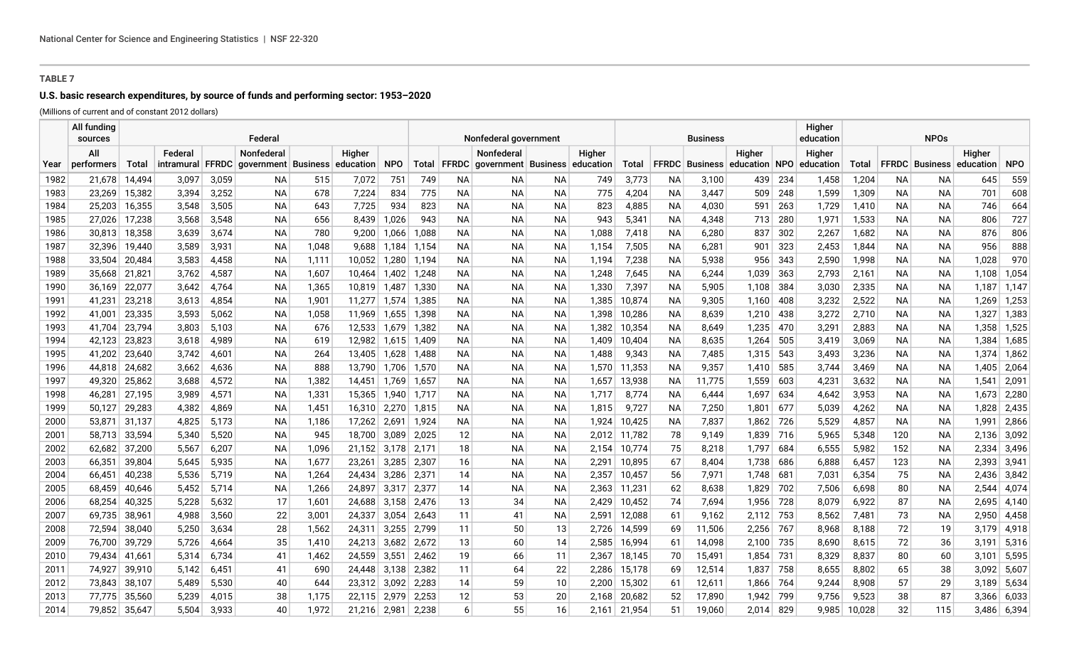**TABLE 7**

**U.S. basic research expenditures, by source of funds and performing sector: 1953–2020**

(Millions of current and of constant 2012 dollars)

| | All funding sources | Federal | | | | | | | Nonfederal government | | | | | Business | | | | | Higher education | NPOs | | | | |
|---|---|---|---|---|---|---|---|---|---|---|---|---|---|---|---|---|---|---|---|---|---|---|---|---|
| Year | All performers | Total | Federal intramural | FFRDC | Nonfederal government | Business | Higher education | NPO | Total | FFRDC | Nonfederal government | Business | Higher education | Total | FFRDC | Business | Higher education | NPO | Higher education | Total | FFRDC | Business | Higher education | NPO |
| 1982 | 21,678 | 14,494 | 3,097 | 3,059 | NA | 515 | 7,072 | 751 | 749 | NA | NA | NA | 749 | 3,773 | NA | 3,100 | 439 | 234 | 1,458 | 1,204 | NA | NA | 645 | 559 |
| 1983 | 23,269 | 15,382 | 3,394 | 3,252 | NA | 678 | 7,224 | 834 | 775 | NA | NA | NA | 775 | 4,204 | NA | 3,447 | 509 | 248 | 1,599 | 1,309 | NA | NA | 701 | 608 |
| 1984 | 25,203 | 16,355 | 3,548 | 3,505 | NA | 643 | 7,725 | 934 | 823 | NA | NA | NA | 823 | 4,885 | NA | 4,030 | 591 | 263 | 1,729 | 1,410 | NA | NA | 746 | 664 |
| 1985 | 27,026 | 17,238 | 3,568 | 3,548 | NA | 656 | 8,439 | 1,026 | 943 | NA | NA | NA | 943 | 5,341 | NA | 4,348 | 713 | 280 | 1,971 | 1,533 | NA | NA | 806 | 727 |
| 1986 | 30,813 | 18,358 | 3,639 | 3,674 | NA | 780 | 9,200 | 1,066 | 1,088 | NA | NA | NA | 1,088 | 7,418 | NA | 6,280 | 837 | 302 | 2,267 | 1,682 | NA | NA | 876 | 806 |
| 1987 | 32,396 | 19,440 | 3,589 | 3,931 | NA | 1,048 | 9,688 | 1,184 | 1,154 | NA | NA | NA | 1,154 | 7,505 | NA | 6,281 | 901 | 323 | 2,453 | 1,844 | NA | NA | 956 | 888 |
| 1988 | 33,504 | 20,484 | 3,583 | 4,458 | NA | 1,111 | 10,052 | 1,280 | 1,194 | NA | NA | NA | 1,194 | 7,238 | NA | 5,938 | 956 | 343 | 2,590 | 1,998 | NA | NA | 1,028 | 970 |
| 1989 | 35,668 | 21,821 | 3,762 | 4,587 | NA | 1,607 | 10,464 | 1,402 | 1,248 | NA | NA | NA | 1,248 | 7,645 | NA | 6,244 | 1,039 | 363 | 2,793 | 2,161 | NA | NA | 1,108 | 1,054 |
| 1990 | 36,169 | 22,077 | 3,642 | 4,764 | NA | 1,365 | 10,819 | 1,487 | 1,330 | NA | NA | NA | 1,330 | 7,397 | NA | 5,905 | 1,108 | 384 | 3,030 | 2,335 | NA | NA | 1,187 | 1,147 |
| 1991 | 41,231 | 23,218 | 3,613 | 4,854 | NA | 1,901 | 11,277 | 1,574 | 1,385 | NA | NA | NA | 1,385 | 10,874 | NA | 9,305 | 1,160 | 408 | 3,232 | 2,522 | NA | NA | 1,269 | 1,253 |
| 1992 | 41,001 | 23,335 | 3,593 | 5,062 | NA | 1,058 | 11,969 | 1,655 | 1,398 | NA | NA | NA | 1,398 | 10,286 | NA | 8,639 | 1,210 | 438 | 3,272 | 2,710 | NA | NA | 1,327 | 1,383 |
| 1993 | 41,704 | 23,794 | 3,803 | 5,103 | NA | 676 | 12,533 | 1,679 | 1,382 | NA | NA | NA | 1,382 | 10,354 | NA | 8,649 | 1,235 | 470 | 3,291 | 2,883 | NA | NA | 1,358 | 1,525 |
| 1994 | 42,123 | 23,823 | 3,618 | 4,989 | NA | 619 | 12,982 | 1,615 | 1,409 | NA | NA | NA | 1,409 | 10,404 | NA | 8,635 | 1,264 | 505 | 3,419 | 3,069 | NA | NA | 1,384 | 1,685 |
| 1995 | 41,202 | 23,640 | 3,742 | 4,601 | NA | 264 | 13,405 | 1,628 | 1,488 | NA | NA | NA | 1,488 | 9,343 | NA | 7,485 | 1,315 | 543 | 3,493 | 3,236 | NA | NA | 1,374 | 1,862 |
| 1996 | 44,818 | 24,682 | 3,662 | 4,636 | NA | 888 | 13,790 | 1,706 | 1,570 | NA | NA | NA | 1,570 | 11,353 | NA | 9,357 | 1,410 | 585 | 3,744 | 3,469 | NA | NA | 1,405 | 2,064 |
| 1997 | 49,320 | 25,862 | 3,688 | 4,572 | NA | 1,382 | 14,451 | 1,769 | 1,657 | NA | NA | NA | 1,657 | 13,938 | NA | 11,775 | 1,559 | 603 | 4,231 | 3,632 | NA | NA | 1,541 | 2,091 |
| 1998 | 46,281 | 27,195 | 3,989 | 4,571 | NA | 1,331 | 15,365 | 1,940 | 1,717 | NA | NA | NA | 1,717 | 8,774 | NA | 6,444 | 1,697 | 634 | 4,642 | 3,953 | NA | NA | 1,673 | 2,280 |
| 1999 | 50,127 | 29,283 | 4,382 | 4,869 | NA | 1,451 | 16,310 | 2,270 | 1,815 | NA | NA | NA | 1,815 | 9,727 | NA | 7,250 | 1,801 | 677 | 5,039 | 4,262 | NA | NA | 1,828 | 2,435 |
| 2000 | 53,871 | 31,137 | 4,825 | 5,173 | NA | 1,186 | 17,262 | 2,691 | 1,924 | NA | NA | NA | 1,924 | 10,425 | NA | 7,837 | 1,862 | 726 | 5,529 | 4,857 | NA | NA | 1,991 | 2,866 |
| 2001 | 58,713 | 33,594 | 5,340 | 5,520 | NA | 945 | 18,700 | 3,089 | 2,025 | 12 | NA | NA | 2,012 | 11,782 | 78 | 9,149 | 1,839 | 716 | 5,965 | 5,348 | 120 | NA | 2,136 | 3,092 |
| 2002 | 62,682 | 37,200 | 5,567 | 6,207 | NA | 1,096 | 21,152 | 3,178 | 2,171 | 18 | NA | NA | 2,154 | 10,774 | 75 | 8,218 | 1,797 | 684 | 6,555 | 5,982 | 152 | NA | 2,334 | 3,496 |
| 2003 | 66,351 | 39,804 | 5,645 | 5,935 | NA | 1,677 | 23,261 | 3,285 | 2,307 | 16 | NA | NA | 2,291 | 10,895 | 67 | 8,404 | 1,738 | 686 | 6,888 | 6,457 | 123 | NA | 2,393 | 3,941 |
| 2004 | 66,451 | 40,238 | 5,536 | 5,719 | NA | 1,264 | 24,434 | 3,286 | 2,371 | 14 | NA | NA | 2,357 | 10,457 | 56 | 7,971 | 1,748 | 681 | 7,031 | 6,354 | 75 | NA | 2,436 | 3,842 |
| 2005 | 68,459 | 40,646 | 5,452 | 5,714 | NA | 1,266 | 24,897 | 3,317 | 2,377 | 14 | NA | NA | 2,363 | 11,231 | 62 | 8,638 | 1,829 | 702 | 7,506 | 6,698 | 80 | NA | 2,544 | 4,074 |
| 2006 | 68,254 | 40,325 | 5,228 | 5,632 | 17 | 1,601 | 24,688 | 3,158 | 2,476 | 13 | 34 | NA | 2,429 | 10,452 | 74 | 7,694 | 1,956 | 728 | 8,079 | 6,922 | 87 | NA | 2,695 | 4,140 |
| 2007 | 69,735 | 38,961 | 4,988 | 3,560 | 22 | 3,001 | 24,337 | 3,054 | 2,643 | 11 | 41 | NA | 2,591 | 12,088 | 61 | 9,162 | 2,112 | 753 | 8,562 | 7,481 | 73 | NA | 2,950 | 4,458 |
| 2008 | 72,594 | 38,040 | 5,250 | 3,634 | 28 | 1,562 | 24,311 | 3,255 | 2,799 | 11 | 50 | 13 | 2,726 | 14,599 | 69 | 11,506 | 2,256 | 767 | 8,968 | 8,188 | 72 | 19 | 3,179 | 4,918 |
| 2009 | 76,700 | 39,729 | 5,726 | 4,664 | 35 | 1,410 | 24,213 | 3,682 | 2,672 | 13 | 60 | 14 | 2,585 | 16,994 | 61 | 14,098 | 2,100 | 735 | 8,690 | 8,615 | 72 | 36 | 3,191 | 5,316 |
| 2010 | 79,434 | 41,661 | 5,314 | 6,734 | 41 | 1,462 | 24,559 | 3,551 | 2,462 | 19 | 66 | 11 | 2,367 | 18,145 | 70 | 15,491 | 1,854 | 731 | 8,329 | 8,837 | 80 | 60 | 3,101 | 5,595 |
| 2011 | 74,927 | 39,910 | 5,142 | 6,451 | 41 | 690 | 24,448 | 3,138 | 2,382 | 11 | 64 | 22 | 2,286 | 15,178 | 69 | 12,514 | 1,837 | 758 | 8,655 | 8,802 | 65 | 38 | 3,092 | 5,607 |
| 2012 | 73,843 | 38,107 | 5,489 | 5,530 | 40 | 644 | 23,312 | 3,092 | 2,283 | 14 | 59 | 10 | 2,200 | 15,302 | 61 | 12,611 | 1,866 | 764 | 9,244 | 8,908 | 57 | 29 | 3,189 | 5,634 |
| 2013 | 77,775 | 35,560 | 5,239 | 4,015 | 38 | 1,175 | 22,115 | 2,979 | 2,253 | 12 | 53 | 20 | 2,168 | 20,682 | 52 | 17,890 | 1,942 | 799 | 9,756 | 9,523 | 38 | 87 | 3,366 | 6,033 |
| 2014 | 79,852 | 35,647 | 5,504 | 3,933 | 40 | 1,972 | 21,216 | 2,981 | 2,238 | 6 | 55 | 16 | 2,161 | 21,954 | 51 | 19,060 | 2,014 | 829 | 9,985 | 10,028 | 32 | 115 | 3,486 | 6,394 |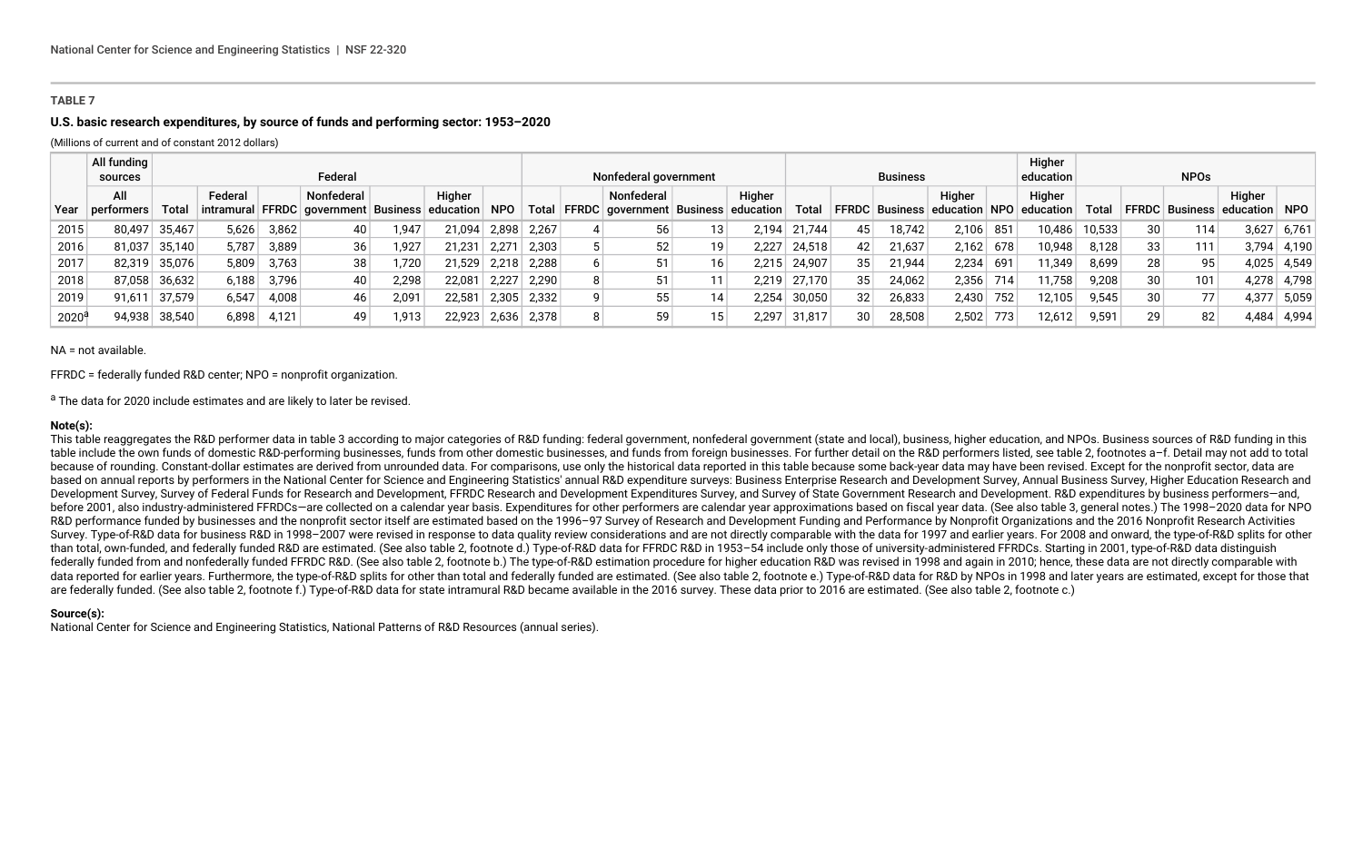TABLE 7

**U.S. basic research expenditures, by source of funds and performing sector: 1953–2020**

(Millions of current and of constant 2012 dollars)

| | All funding sources | Federal | | | | | | | Nonfederal government | | | | | Business | | | | | Higher education | NPOs | | | | |
|---|---|---|---|---|---|---|---|---|---|---|---|---|---|---|---|---|---|---|---|---|---|---|---|---|
| Year | All performers | Total | Federal intramural | FFRDC | Nonfederal government | Business | Higher education | NPO | Total | FFRDC | Nonfederal government | Business | Higher education | Total | FFRDC | Business | Higher education | NPO | Higher education | Total | FFRDC | Business | Higher education | NPO |
| 2015 | 80,497 | 35,467 | 5,626 | 3,862 | 40 | 1,947 | 21,094 | 2,898 | 2,267 | 4 | 56 | 13 | 2,194 | 21,744 | 45 | 18,742 | 2,106 | 851 | 10,486 | 10,533 | 30 | 114 | 3,627 | 6,761 |
| 2016 | 81,037 | 35,140 | 5,787 | 3,889 | 36 | 1,927 | 21,231 | 2,271 | 2,303 | 5 | 52 | 19 | 2,227 | 24,518 | 42 | 21,637 | 2,162 | 678 | 10,948 | 8,128 | 33 | 111 | 3,794 | 4,190 |
| 2017 | 82,319 | 35,076 | 5,809 | 3,763 | 38 | 1,720 | 21,529 | 2,218 | 2,288 | 6 | 51 | 16 | 2,215 | 24,907 | 35 | 21,944 | 2,234 | 691 | 11,349 | 8,699 | 28 | 95 | 4,025 | 4,549 |
| 2018 | 87,058 | 36,632 | 6,188 | 3,796 | 40 | 2,298 | 22,081 | 2,227 | 2,290 | 8 | 51 | 11 | 2,219 | 27,170 | 35 | 24,062 | 2,356 | 714 | 11,758 | 9,208 | 30 | 101 | 4,278 | 4,798 |
| 2019 | 91,611 | 37,579 | 6,547 | 4,008 | 46 | 2,091 | 22,581 | 2,305 | 2,332 | 9 | 55 | 14 | 2,254 | 30,050 | 32 | 26,833 | 2,430 | 752 | 12,105 | 9,545 | 30 | 77 | 4,377 | 5,059 |
| 2020[a] | 94,938 | 38,540 | 6,898 | 4,121 | 49 | 1,913 | 22,923 | 2,636 | 2,378 | 8 | 59 | 15 | 2,297 | 31,817 | 30 | 28,508 | 2,502 | 773 | 12,612 | 9,591 | 29 | 82 | 4,484 | 4,994 |

NA = not available.

FFRDC = federally funded R&D center; NPO = nonprofit organization.

[a] The data for 2020 include estimates and are likely to later be revised.

**Note(s):**

This table reaggregates the R&D performer data in table 3 according to major categories of R&D funding: federal government, nonfederal government (state and local), business, higher education, and NPOs. Business sources of R&D funding in this table include the own funds of domestic R&D-performing businesses, funds from other domestic businesses, and funds from foreign businesses. For further detail on the R&D performers listed, see table 2, footnotes a–f. Detail may not add to total because of rounding. Constant-dollar estimates are derived from unrounded data. For comparisons, use only the historical data reported in this table because some back-year data may have been revised. Except for the nonprofit sector, data are based on annual reports by performers in the National Center for Science and Engineering Statistics' annual R&D expenditure surveys: Business Enterprise Research and Development Survey, Annual Business Survey, Higher Education Research and Development Survey, Survey of Federal Funds for Research and Development, FFRDC Research and Development Expenditures Survey, and Survey of State Government Research and Development. R&D expenditures by business performers—and, before 2001, also industry-administered FFRDCs—are collected on a calendar year basis. Expenditures for other performers are calendar year approximations based on fiscal year data. (See also table 3, general notes.) The 1998–2020 data for NPO R&D performance funded by businesses and the nonprofit sector itself are estimated based on the 1996–97 Survey of Research and Development Funding and Performance by Nonprofit Organizations and the 2016 Nonprofit Research Activities Survey. Type-of-R&D data for business R&D in 1998–2007 were revised in response to data quality review considerations and are not directly comparable with the data for 1997 and earlier years. For 2008 and onward, the type-of-R&D splits for other than total, own-funded, and federally funded R&D are estimated. (See also table 2, footnote d.) Type-of-R&D data for FFRDC R&D in 1953–54 include only those of university-administered FFRDCs. Starting in 2001, type-of-R&D data distinguish federally funded from and nonfederally funded FFRDC R&D. (See also table 2, footnote b.) The type-of-R&D estimation procedure for higher education R&D was revised in 1998 and again in 2010; hence, these data are not directly comparable with data reported for earlier years. Furthermore, the type-of-R&D splits for other than total and federally funded are estimated. (See also table 2, footnote e.) Type-of-R&D data for R&D by NPOs in 1998 and later years are estimated, except for those that are federally funded. (See also table 2, footnote f.) Type-of-R&D data for state intramural R&D became available in the 2016 survey. These data prior to 2016 are estimated. (See also table 2, footnote c.)

**Source(s):**

National Center for Science and Engineering Statistics, National Patterns of R&D Resources (annual series).